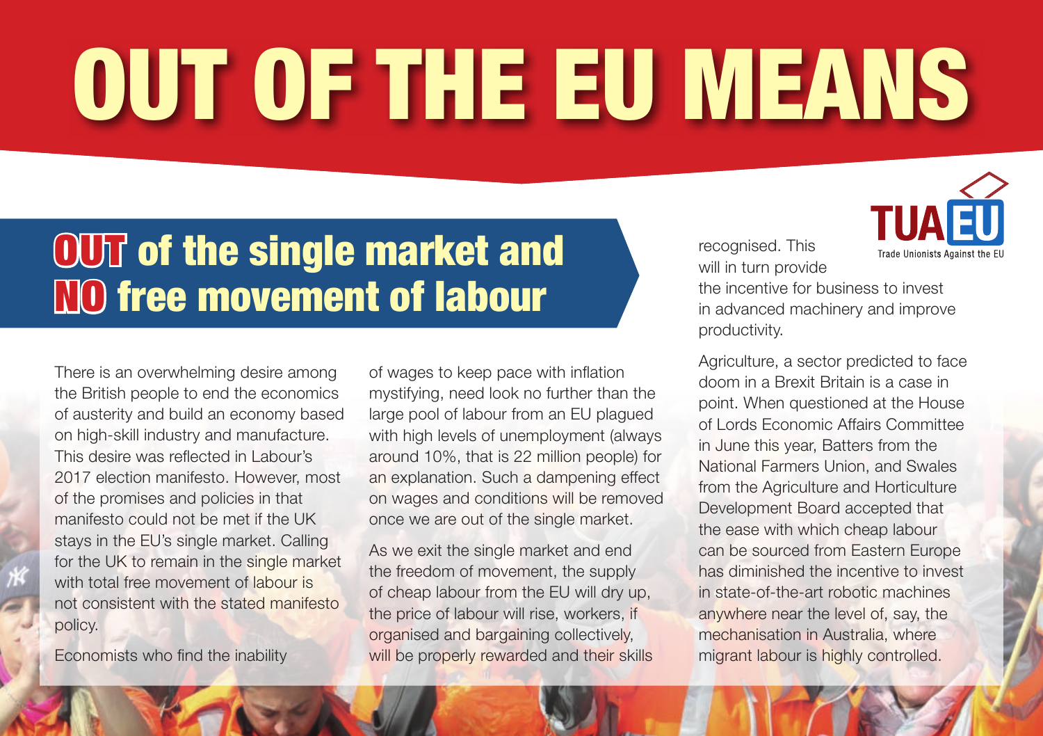# OUT OF THE EU MEANS

TUAEU Trade Unionists Against the EU

## OUT of the single market and NO free movement of labour

There is an overwhelming desire among the British people to end the economics of austerity and build an economy based on high-skill industry and manufacture. This desire was reflected in Labour's 2017 election manifesto. However, most of the promises and policies in that manifesto could not be met if the UK stays in the EU's single market. Calling for the UK to remain in the single market with total free movement of labour is not consistent with the stated manifesto policy.

Economists who find the inability of wages to keep pace with inflation mystifying, need look no further than the large pool of labour from an EU plagued with high levels of unemployment (always around 10%, that is 22 million people) for an explanation. Such a dampening effect on wages and conditions will be removed once we are out of the single market.

As we exit the single market and end the freedom of movement, the supply of cheap labour from the EU will dry up, the price of labour will rise, workers, if organised and bargaining collectively, will be properly rewarded and their skills recognised. This will in turn provide the incentive for business to invest in advanced machinery and improve productivity.

Agriculture, a sector predicted to face doom in a Brexit Britain is a case in point. When questioned at the House of Lords Economic Affairs Committee in June this year, Batters from the National Farmers Union, and Swales from the Agriculture and Horticulture Development Board accepted that the ease with which cheap labour can be sourced from Eastern Europe has diminished the incentive to invest in state-of-the-art robotic machines anywhere near the level of, say, the mechanisation in Australia, where migrant labour is highly controlled.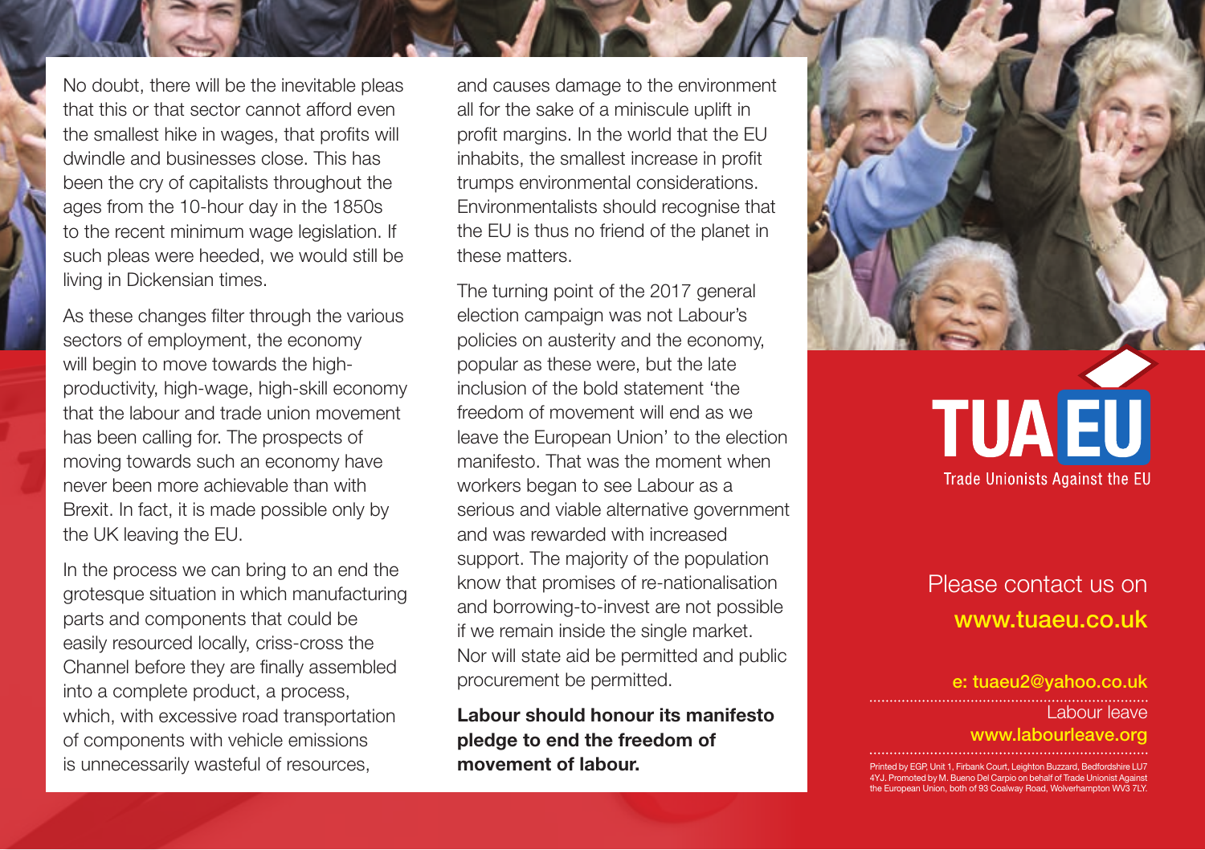No doubt, there will be the inevitable pleas that this or that sector cannot afford even the smallest hike in wages, that profits will dwindle and businesses close. This has been the cry of capitalists throughout the ages from the 10-hour day in the 1850s to the recent minimum wage legislation. If such pleas were heeded, we would still be living in Dickensian times.

As these changes filter through the various sectors of employment, the economy will begin to move towards the high-productivity, high-wage, high-skill economy that the labour and trade union movement has been calling for. The prospects of moving towards such an economy have never been more achievable than with Brexit. In fact, it is made possible only by the UK leaving the EU.

In the process we can bring to an end the grotesque situation in which manufacturing parts and components that could be easily resourced locally, criss-cross the Channel before they are finally assembled into a complete product, a process, which, with excessive road transportation of components with vehicle emissions is unnecessarily wasteful of resources, and causes damage to the environment all for the sake of a miniscule uplift in profit margins. In the world that the EU inhabits, the smallest increase in profit trumps environmental considerations. Environmentalists should recognise that the EU is thus no friend of the planet in these matters.

The turning point of the 2017 general election campaign was not Labour's policies on austerity and the economy, popular as these were, but the late inclusion of the bold statement 'the freedom of movement will end as we leave the European Union' to the election manifesto. That was the moment when workers began to see Labour as a serious and viable alternative government and was rewarded with increased support. The majority of the population know that promises of re-nationalisation and borrowing-to-invest are not possible if we remain inside the single market. Nor will state aid be permitted and public procurement be permitted.

**Labour should honour its manifesto pledge to end the freedom of movement of labour.**

TUA EU

Trade Unionists Against the EU

Please contact us on
**www.tuaeu.co.uk**

**e: tuaeu2@yahoo.co.uk**

Labour leave
**www.labourleave.org**

Printed by EGP, Unit 1, Firbank Court, Leighton Buzzard, Bedfordshire LU7 4YJ. Promoted by M. Bueno Del Carpio on behalf of Trade Unionist Against the European Union, both of 93 Coalway Road, Wolverhampton WV3 7LY.